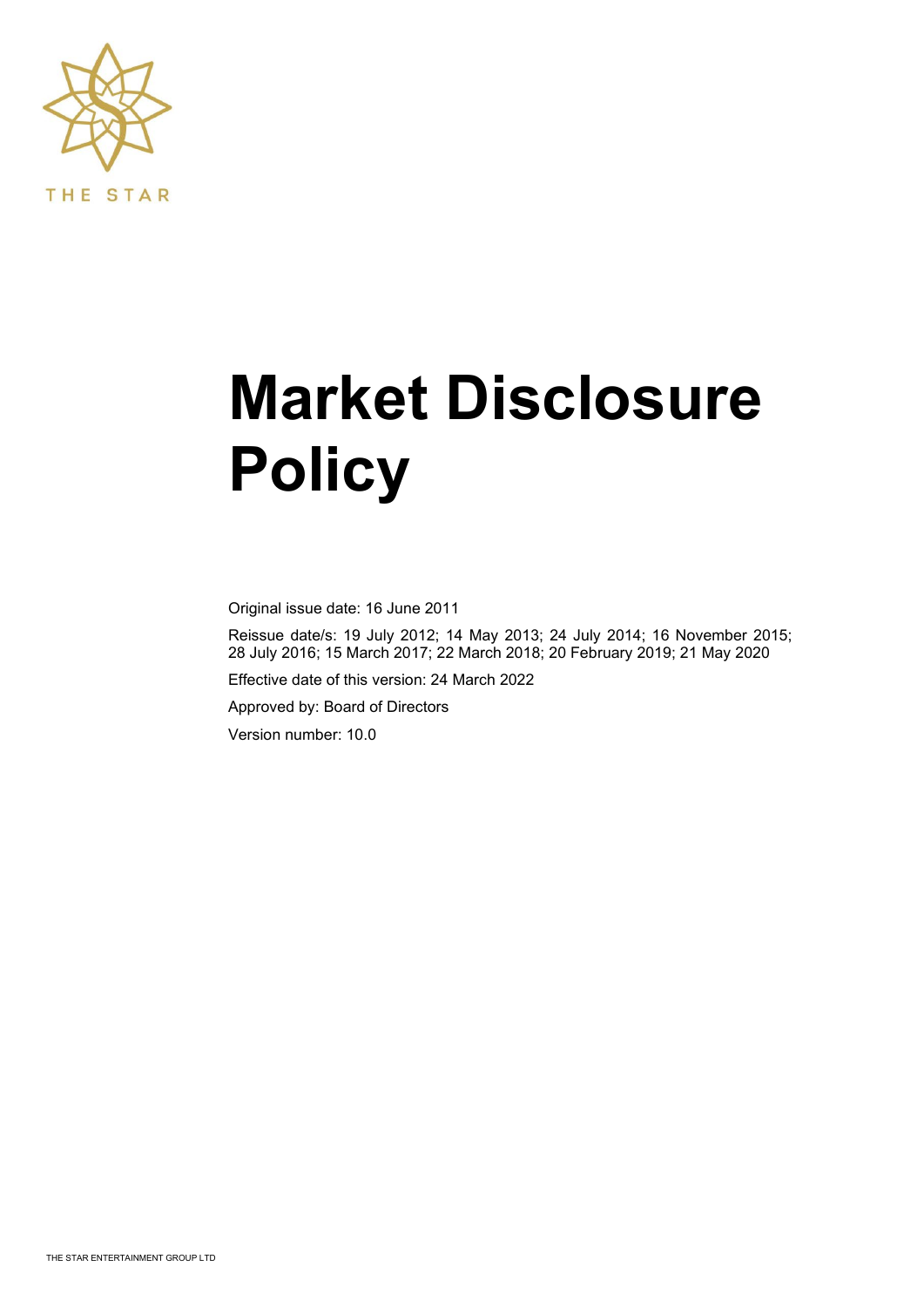THE STAR

# Market Disclosure Policy

Original issue date: 16 June 2011

Reissue date/s: 19 July 2012; 14 May 2013; 24 July 2014; 16 November 2015; 28 July 2016; 15 March 2017; 22 March 2018; 20 February 2019; 21 May 2020

Effective date of this version: 24 March 2022

Approved by: Board of Directors

Version number: 10.0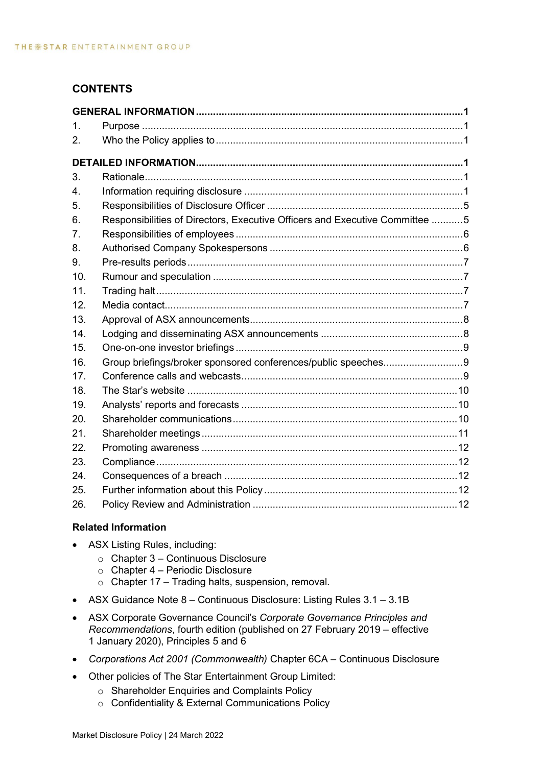## CONTENTS

| | | |
|---|---|---|
| **GENERAL INFORMATION** | | **1** |
| 1. | Purpose | 1 |
| 2. | Who the Policy applies to | 1 |
| **DETAILED INFORMATION** | | **1** |
| 3. | Rationale | 1 |
| 4. | Information requiring disclosure | 1 |
| 5. | Responsibilities of Disclosure Officer | 5 |
| 6. | Responsibilities of Directors, Executive Officers and Executive Committee | 5 |
| 7. | Responsibilities of employees | 6 |
| 8. | Authorised Company Spokespersons | 6 |
| 9. | Pre-results periods | 7 |
| 10. | Rumour and speculation | 7 |
| 11. | Trading halt | 7 |
| 12. | Media contact | 7 |
| 13. | Approval of ASX announcements | 8 |
| 14. | Lodging and disseminating ASX announcements | 8 |
| 15. | One-on-one investor briefings | 9 |
| 16. | Group briefings/broker sponsored conferences/public speeches | 9 |
| 17. | Conference calls and webcasts | 9 |
| 18. | The Star's website | 10 |
| 19. | Analysts' reports and forecasts | 10 |
| 20. | Shareholder communications | 10 |
| 21. | Shareholder meetings | 11 |
| 22. | Promoting awareness | 12 |
| 23. | Compliance | 12 |
| 24. | Consequences of a breach | 12 |
| 25. | Further information about this Policy | 12 |
| 26. | Policy Review and Administration | 12 |

### Related Information

- ASX Listing Rules, including:
  - Chapter 3 – Continuous Disclosure
  - Chapter 4 – Periodic Disclosure
  - Chapter 17 – Trading halts, suspension, removal.
- ASX Guidance Note 8 – Continuous Disclosure: Listing Rules 3.1 – 3.1B
- ASX Corporate Governance Council's *Corporate Governance Principles and Recommendations*, fourth edition (published on 27 February 2019 – effective 1 January 2020), Principles 5 and 6
- *Corporations Act 2001 (Commonwealth)* Chapter 6CA – Continuous Disclosure
- Other policies of The Star Entertainment Group Limited:
  - Shareholder Enquiries and Complaints Policy
  - Confidentiality & External Communications Policy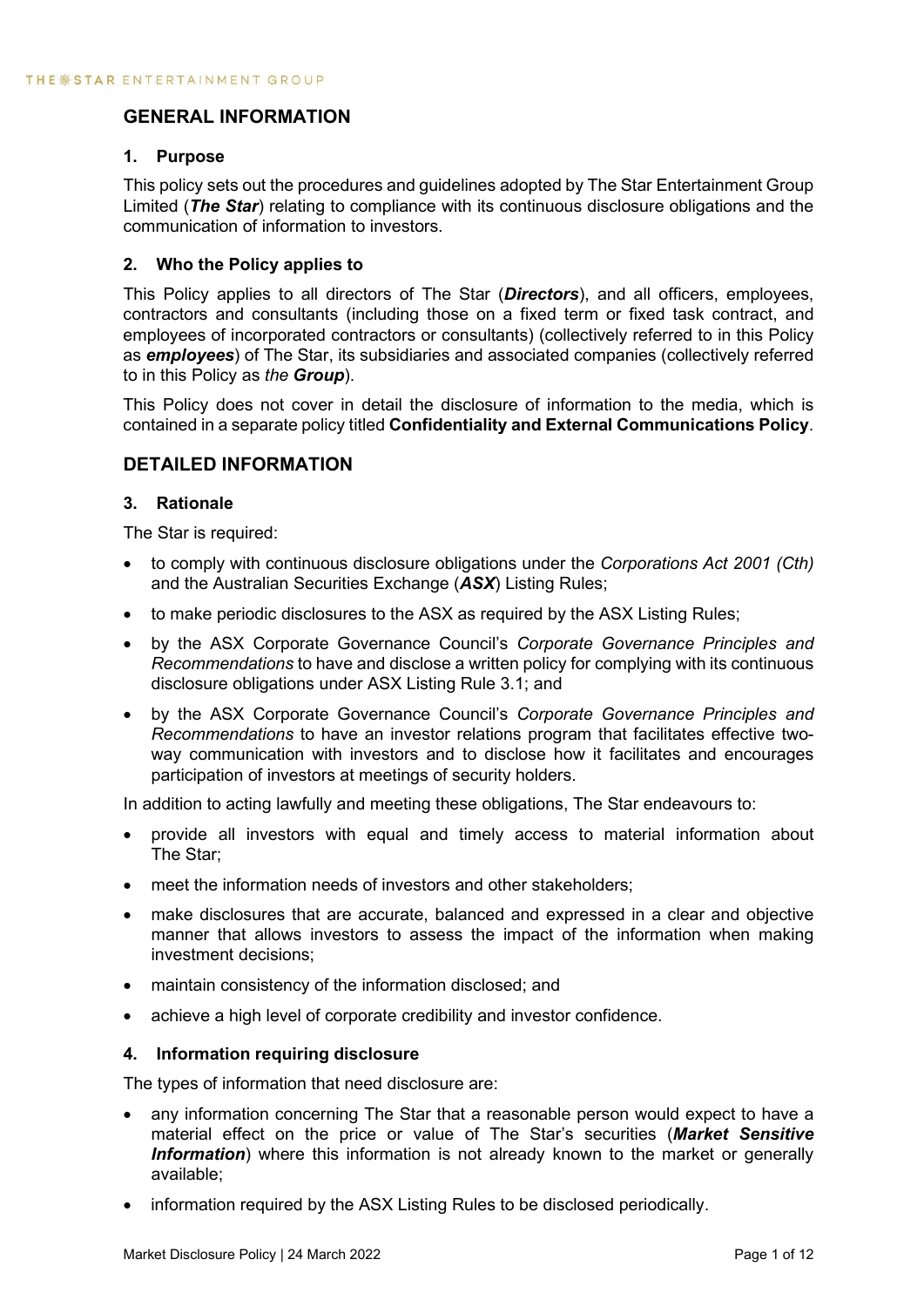## GENERAL INFORMATION

### 1. Purpose

This policy sets out the procedures and guidelines adopted by The Star Entertainment Group Limited (***The Star***) relating to compliance with its continuous disclosure obligations and the communication of information to investors.

### 2. Who the Policy applies to

This Policy applies to all directors of The Star (***Directors***), and all officers, employees, contractors and consultants (including those on a fixed term or fixed task contract, and employees of incorporated contractors or consultants) (collectively referred to in this Policy as ***employees***) of The Star, its subsidiaries and associated companies (collectively referred to in this Policy as *the* ***Group***).

This Policy does not cover in detail the disclosure of information to the media, which is contained in a separate policy titled **Confidentiality and External Communications Policy**.

## DETAILED INFORMATION

### 3. Rationale

The Star is required:

- to comply with continuous disclosure obligations under the *Corporations Act 2001 (Cth)* and the Australian Securities Exchange (***ASX***) Listing Rules;
- to make periodic disclosures to the ASX as required by the ASX Listing Rules;
- by the ASX Corporate Governance Council's *Corporate Governance Principles and Recommendations* to have and disclose a written policy for complying with its continuous disclosure obligations under ASX Listing Rule 3.1; and
- by the ASX Corporate Governance Council's *Corporate Governance Principles and Recommendations* to have an investor relations program that facilitates effective two-way communication with investors and to disclose how it facilitates and encourages participation of investors at meetings of security holders.

In addition to acting lawfully and meeting these obligations, The Star endeavours to:

- provide all investors with equal and timely access to material information about The Star;
- meet the information needs of investors and other stakeholders;
- make disclosures that are accurate, balanced and expressed in a clear and objective manner that allows investors to assess the impact of the information when making investment decisions;
- maintain consistency of the information disclosed; and
- achieve a high level of corporate credibility and investor confidence.

### 4. Information requiring disclosure

The types of information that need disclosure are:

- any information concerning The Star that a reasonable person would expect to have a material effect on the price or value of The Star's securities (***Market Sensitive Information***) where this information is not already known to the market or generally available;
- information required by the ASX Listing Rules to be disclosed periodically.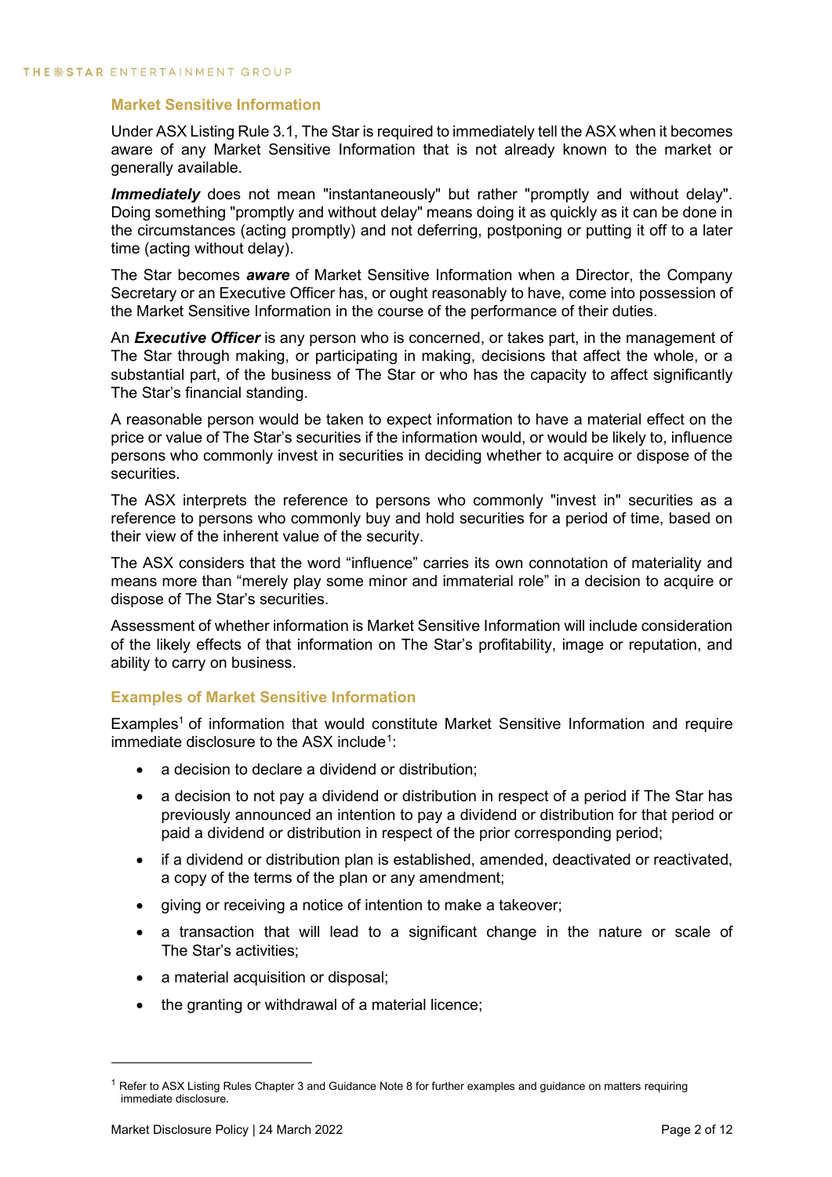## Market Sensitive Information

Under ASX Listing Rule 3.1, The Star is required to immediately tell the ASX when it becomes aware of any Market Sensitive Information that is not already known to the market or generally available.

***Immediately*** does not mean "instantaneously" but rather "promptly and without delay". Doing something "promptly and without delay" means doing it as quickly as it can be done in the circumstances (acting promptly) and not deferring, postponing or putting it off to a later time (acting without delay).

The Star becomes ***aware*** of Market Sensitive Information when a Director, the Company Secretary or an Executive Officer has, or ought reasonably to have, come into possession of the Market Sensitive Information in the course of the performance of their duties.

An ***Executive Officer*** is any person who is concerned, or takes part, in the management of The Star through making, or participating in making, decisions that affect the whole, or a substantial part, of the business of The Star or who has the capacity to affect significantly The Star's financial standing.

A reasonable person would be taken to expect information to have a material effect on the price or value of The Star's securities if the information would, or would be likely to, influence persons who commonly invest in securities in deciding whether to acquire or dispose of the securities.

The ASX interprets the reference to persons who commonly "invest in" securities as a reference to persons who commonly buy and hold securities for a period of time, based on their view of the inherent value of the security.

The ASX considers that the word "influence" carries its own connotation of materiality and means more than "merely play some minor and immaterial role" in a decision to acquire or dispose of The Star's securities.

Assessment of whether information is Market Sensitive Information will include consideration of the likely effects of that information on The Star's profitability, image or reputation, and ability to carry on business.

## Examples of Market Sensitive Information

Examples[1] of information that would constitute Market Sensitive Information and require immediate disclosure to the ASX include[1]:

- a decision to declare a dividend or distribution;
- a decision to not pay a dividend or distribution in respect of a period if The Star has previously announced an intention to pay a dividend or distribution for that period or paid a dividend or distribution in respect of the prior corresponding period;
- if a dividend or distribution plan is established, amended, deactivated or reactivated, a copy of the terms of the plan or any amendment;
- giving or receiving a notice of intention to make a takeover;
- a transaction that will lead to a significant change in the nature or scale of The Star's activities;
- a material acquisition or disposal;
- the granting or withdrawal of a material licence;

[1] Refer to ASX Listing Rules Chapter 3 and Guidance Note 8 for further examples and guidance on matters requiring immediate disclosure.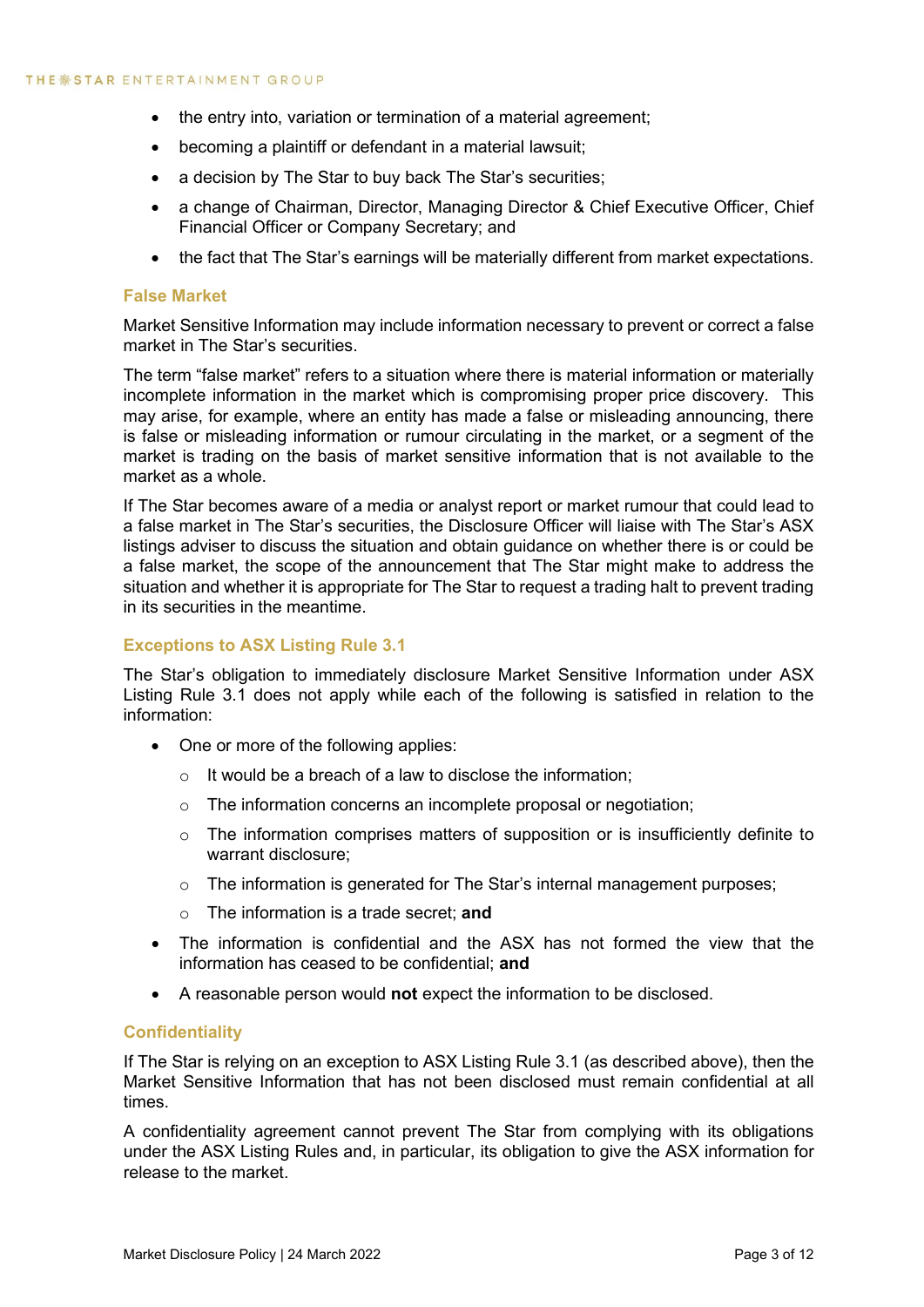- the entry into, variation or termination of a material agreement;
- becoming a plaintiff or defendant in a material lawsuit;
- a decision by The Star to buy back The Star's securities;
- a change of Chairman, Director, Managing Director & Chief Executive Officer, Chief Financial Officer or Company Secretary; and
- the fact that The Star's earnings will be materially different from market expectations.

### False Market

Market Sensitive Information may include information necessary to prevent or correct a false market in The Star's securities.

The term "false market" refers to a situation where there is material information or materially incomplete information in the market which is compromising proper price discovery. This may arise, for example, where an entity has made a false or misleading announcing, there is false or misleading information or rumour circulating in the market, or a segment of the market is trading on the basis of market sensitive information that is not available to the market as a whole.

If The Star becomes aware of a media or analyst report or market rumour that could lead to a false market in The Star's securities, the Disclosure Officer will liaise with The Star's ASX listings adviser to discuss the situation and obtain guidance on whether there is or could be a false market, the scope of the announcement that The Star might make to address the situation and whether it is appropriate for The Star to request a trading halt to prevent trading in its securities in the meantime.

### Exceptions to ASX Listing Rule 3.1

The Star's obligation to immediately disclosure Market Sensitive Information under ASX Listing Rule 3.1 does not apply while each of the following is satisfied in relation to the information:

- One or more of the following applies:
  - It would be a breach of a law to disclose the information;
  - The information concerns an incomplete proposal or negotiation;
  - The information comprises matters of supposition or is insufficiently definite to warrant disclosure;
  - The information is generated for The Star's internal management purposes;
  - The information is a trade secret; **and**
- The information is confidential and the ASX has not formed the view that the information has ceased to be confidential; **and**
- A reasonable person would **not** expect the information to be disclosed.

### Confidentiality

If The Star is relying on an exception to ASX Listing Rule 3.1 (as described above), then the Market Sensitive Information that has not been disclosed must remain confidential at all times.

A confidentiality agreement cannot prevent The Star from complying with its obligations under the ASX Listing Rules and, in particular, its obligation to give the ASX information for release to the market.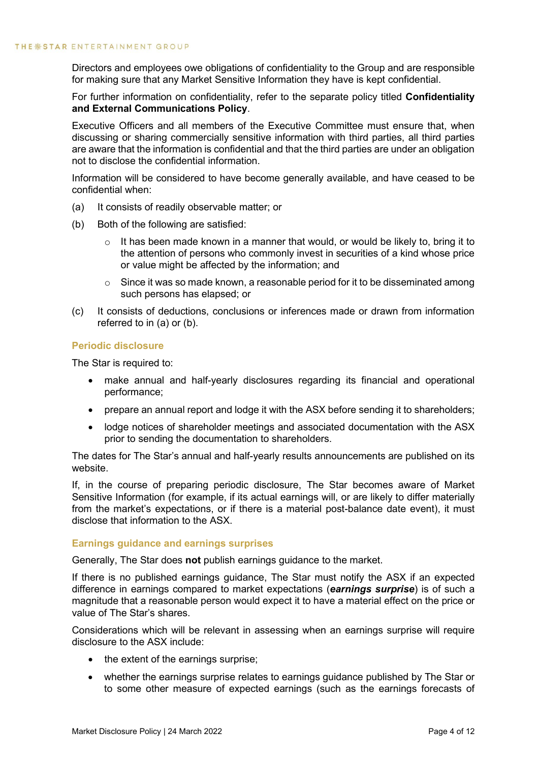Directors and employees owe obligations of confidentiality to the Group and are responsible for making sure that any Market Sensitive Information they have is kept confidential.

For further information on confidentiality, refer to the separate policy titled **Confidentiality and External Communications Policy**.

Executive Officers and all members of the Executive Committee must ensure that, when discussing or sharing commercially sensitive information with third parties, all third parties are aware that the information is confidential and that the third parties are under an obligation not to disclose the confidential information.

Information will be considered to have become generally available, and have ceased to be confidential when:

(a) It consists of readily observable matter; or

(b) Both of the following are satisfied:

  - It has been made known in a manner that would, or would be likely to, bring it to the attention of persons who commonly invest in securities of a kind whose price or value might be affected by the information; and
  - Since it was so made known, a reasonable period for it to be disseminated among such persons has elapsed; or

(c) It consists of deductions, conclusions or inferences made or drawn from information referred to in (a) or (b).

### Periodic disclosure

The Star is required to:

- make annual and half-yearly disclosures regarding its financial and operational performance;
- prepare an annual report and lodge it with the ASX before sending it to shareholders;
- lodge notices of shareholder meetings and associated documentation with the ASX prior to sending the documentation to shareholders.

The dates for The Star's annual and half-yearly results announcements are published on its website.

If, in the course of preparing periodic disclosure, The Star becomes aware of Market Sensitive Information (for example, if its actual earnings will, or are likely to differ materially from the market's expectations, or if there is a material post-balance date event), it must disclose that information to the ASX.

### Earnings guidance and earnings surprises

Generally, The Star does **not** publish earnings guidance to the market.

If there is no published earnings guidance, The Star must notify the ASX if an expected difference in earnings compared to market expectations (***earnings surprise***) is of such a magnitude that a reasonable person would expect it to have a material effect on the price or value of The Star's shares.

Considerations which will be relevant in assessing when an earnings surprise will require disclosure to the ASX include:

- the extent of the earnings surprise;
- whether the earnings surprise relates to earnings guidance published by The Star or to some other measure of expected earnings (such as the earnings forecasts of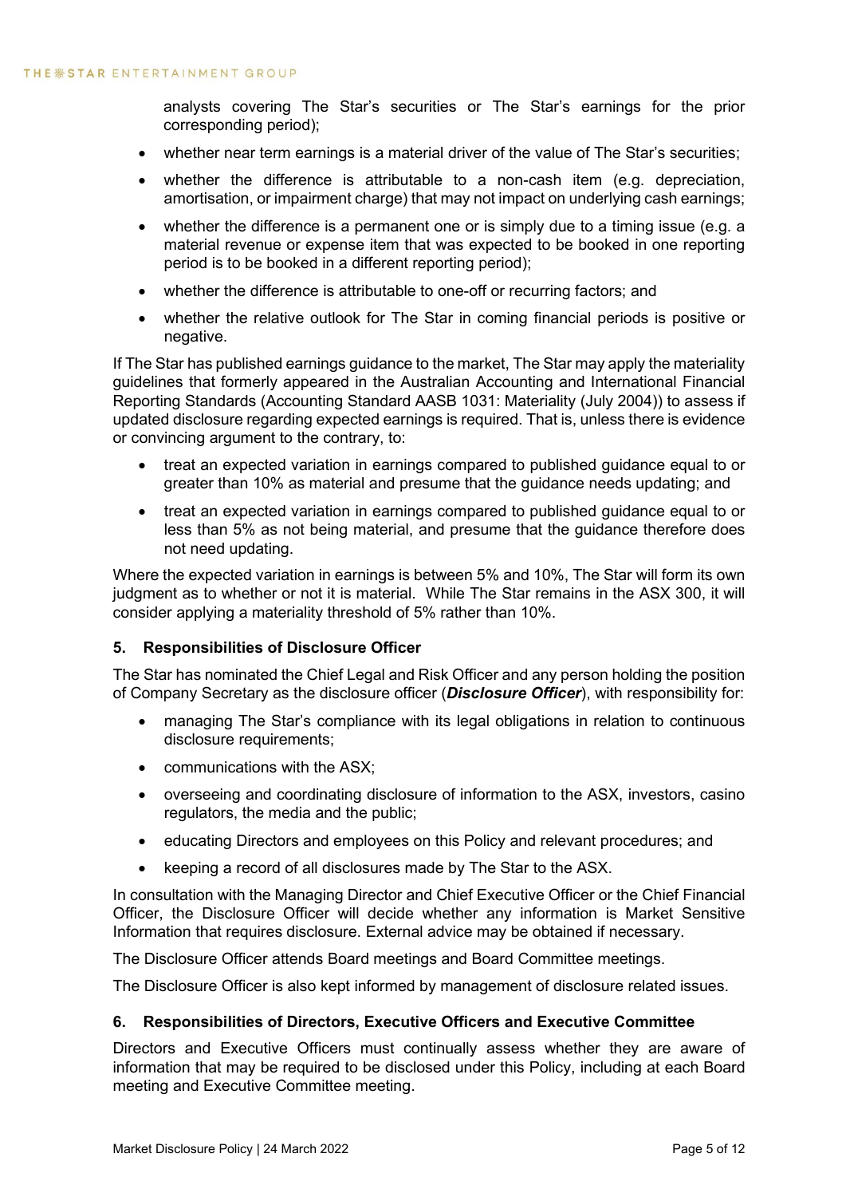analysts covering The Star's securities or The Star's earnings for the prior corresponding period);

- whether near term earnings is a material driver of the value of The Star's securities;
- whether the difference is attributable to a non-cash item (e.g. depreciation, amortisation, or impairment charge) that may not impact on underlying cash earnings;
- whether the difference is a permanent one or is simply due to a timing issue (e.g. a material revenue or expense item that was expected to be booked in one reporting period is to be booked in a different reporting period);
- whether the difference is attributable to one-off or recurring factors; and
- whether the relative outlook for The Star in coming financial periods is positive or negative.

If The Star has published earnings guidance to the market, The Star may apply the materiality guidelines that formerly appeared in the Australian Accounting and International Financial Reporting Standards (Accounting Standard AASB 1031: Materiality (July 2004)) to assess if updated disclosure regarding expected earnings is required. That is, unless there is evidence or convincing argument to the contrary, to:

- treat an expected variation in earnings compared to published guidance equal to or greater than 10% as material and presume that the guidance needs updating; and
- treat an expected variation in earnings compared to published guidance equal to or less than 5% as not being material, and presume that the guidance therefore does not need updating.

Where the expected variation in earnings is between 5% and 10%, The Star will form its own judgment as to whether or not it is material. While The Star remains in the ASX 300, it will consider applying a materiality threshold of 5% rather than 10%.

## 5. Responsibilities of Disclosure Officer

The Star has nominated the Chief Legal and Risk Officer and any person holding the position of Company Secretary as the disclosure officer (***Disclosure Officer***), with responsibility for:

- managing The Star's compliance with its legal obligations in relation to continuous disclosure requirements;
- communications with the ASX;
- overseeing and coordinating disclosure of information to the ASX, investors, casino regulators, the media and the public;
- educating Directors and employees on this Policy and relevant procedures; and
- keeping a record of all disclosures made by The Star to the ASX.

In consultation with the Managing Director and Chief Executive Officer or the Chief Financial Officer, the Disclosure Officer will decide whether any information is Market Sensitive Information that requires disclosure. External advice may be obtained if necessary.

The Disclosure Officer attends Board meetings and Board Committee meetings.

The Disclosure Officer is also kept informed by management of disclosure related issues.

## 6. Responsibilities of Directors, Executive Officers and Executive Committee

Directors and Executive Officers must continually assess whether they are aware of information that may be required to be disclosed under this Policy, including at each Board meeting and Executive Committee meeting.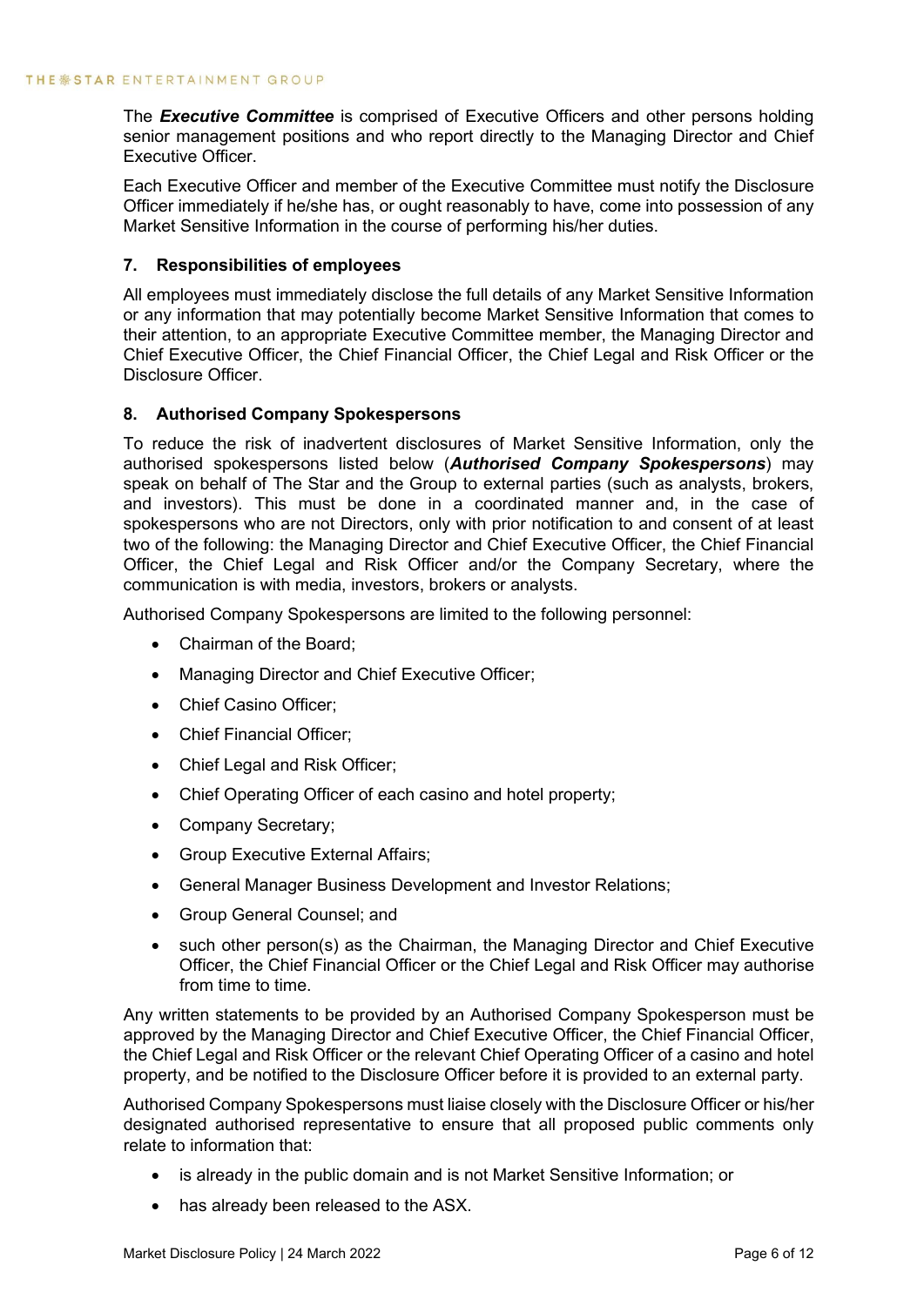The ***Executive Committee*** is comprised of Executive Officers and other persons holding senior management positions and who report directly to the Managing Director and Chief Executive Officer.

Each Executive Officer and member of the Executive Committee must notify the Disclosure Officer immediately if he/she has, or ought reasonably to have, come into possession of any Market Sensitive Information in the course of performing his/her duties.

## 7. Responsibilities of employees

All employees must immediately disclose the full details of any Market Sensitive Information or any information that may potentially become Market Sensitive Information that comes to their attention, to an appropriate Executive Committee member, the Managing Director and Chief Executive Officer, the Chief Financial Officer, the Chief Legal and Risk Officer or the Disclosure Officer.

## 8. Authorised Company Spokespersons

To reduce the risk of inadvertent disclosures of Market Sensitive Information, only the authorised spokespersons listed below (***Authorised Company Spokespersons***) may speak on behalf of The Star and the Group to external parties (such as analysts, brokers, and investors). This must be done in a coordinated manner and, in the case of spokespersons who are not Directors, only with prior notification to and consent of at least two of the following: the Managing Director and Chief Executive Officer, the Chief Financial Officer, the Chief Legal and Risk Officer and/or the Company Secretary, where the communication is with media, investors, brokers or analysts.

Authorised Company Spokespersons are limited to the following personnel:

- Chairman of the Board;
- Managing Director and Chief Executive Officer;
- Chief Casino Officer;
- Chief Financial Officer;
- Chief Legal and Risk Officer;
- Chief Operating Officer of each casino and hotel property;
- Company Secretary;
- Group Executive External Affairs;
- General Manager Business Development and Investor Relations;
- Group General Counsel; and
- such other person(s) as the Chairman, the Managing Director and Chief Executive Officer, the Chief Financial Officer or the Chief Legal and Risk Officer may authorise from time to time.

Any written statements to be provided by an Authorised Company Spokesperson must be approved by the Managing Director and Chief Executive Officer, the Chief Financial Officer, the Chief Legal and Risk Officer or the relevant Chief Operating Officer of a casino and hotel property, and be notified to the Disclosure Officer before it is provided to an external party.

Authorised Company Spokespersons must liaise closely with the Disclosure Officer or his/her designated authorised representative to ensure that all proposed public comments only relate to information that:

- is already in the public domain and is not Market Sensitive Information; or
- has already been released to the ASX.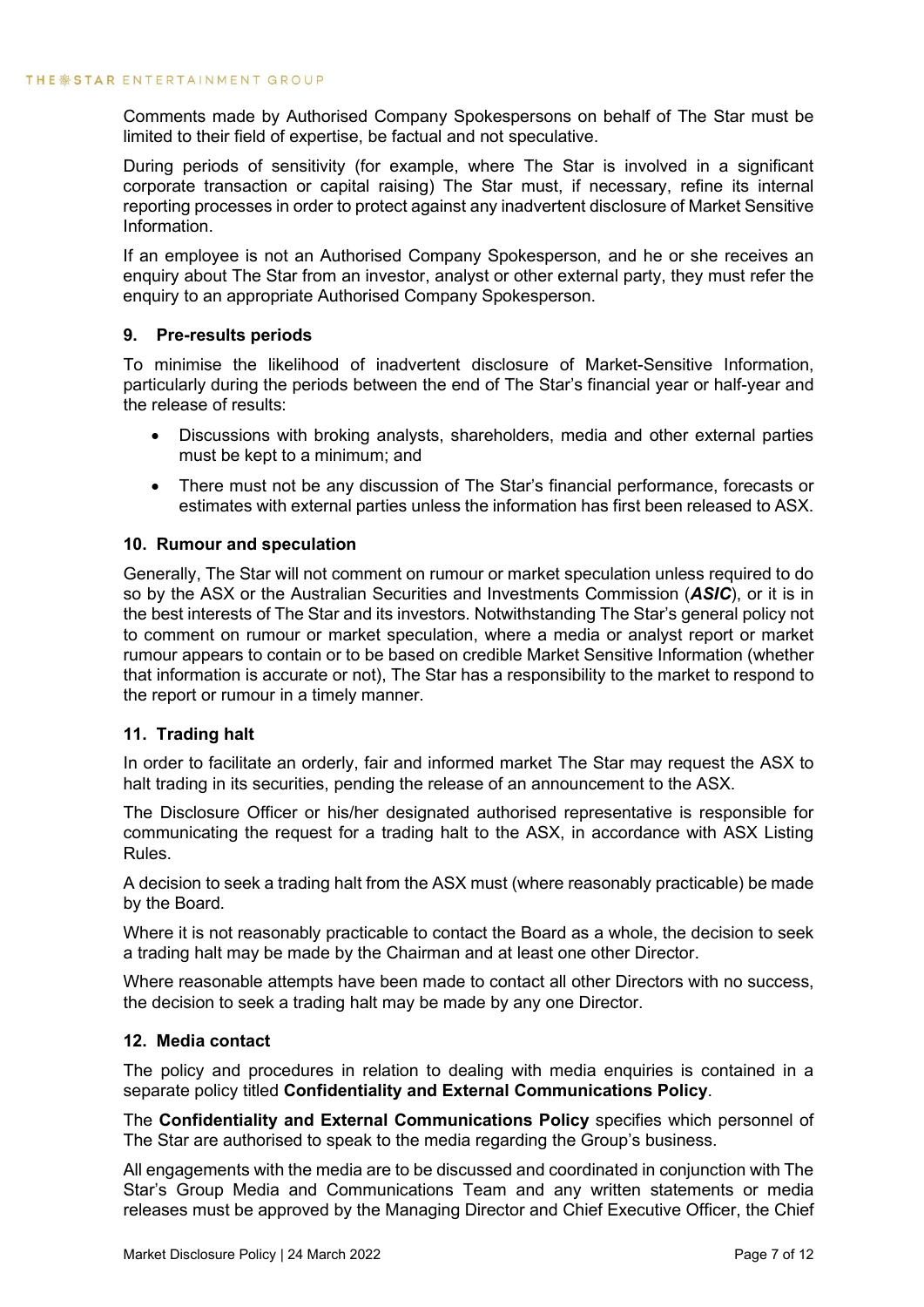Comments made by Authorised Company Spokespersons on behalf of The Star must be limited to their field of expertise, be factual and not speculative.

During periods of sensitivity (for example, where The Star is involved in a significant corporate transaction or capital raising) The Star must, if necessary, refine its internal reporting processes in order to protect against any inadvertent disclosure of Market Sensitive Information.

If an employee is not an Authorised Company Spokesperson, and he or she receives an enquiry about The Star from an investor, analyst or other external party, they must refer the enquiry to an appropriate Authorised Company Spokesperson.

### 9. Pre-results periods

To minimise the likelihood of inadvertent disclosure of Market-Sensitive Information, particularly during the periods between the end of The Star's financial year or half-year and the release of results:

- Discussions with broking analysts, shareholders, media and other external parties must be kept to a minimum; and
- There must not be any discussion of The Star's financial performance, forecasts or estimates with external parties unless the information has first been released to ASX.

### 10. Rumour and speculation

Generally, The Star will not comment on rumour or market speculation unless required to do so by the ASX or the Australian Securities and Investments Commission (***ASIC***), or it is in the best interests of The Star and its investors. Notwithstanding The Star's general policy not to comment on rumour or market speculation, where a media or analyst report or market rumour appears to contain or to be based on credible Market Sensitive Information (whether that information is accurate or not), The Star has a responsibility to the market to respond to the report or rumour in a timely manner.

### 11. Trading halt

In order to facilitate an orderly, fair and informed market The Star may request the ASX to halt trading in its securities, pending the release of an announcement to the ASX.

The Disclosure Officer or his/her designated authorised representative is responsible for communicating the request for a trading halt to the ASX, in accordance with ASX Listing Rules.

A decision to seek a trading halt from the ASX must (where reasonably practicable) be made by the Board.

Where it is not reasonably practicable to contact the Board as a whole, the decision to seek a trading halt may be made by the Chairman and at least one other Director.

Where reasonable attempts have been made to contact all other Directors with no success, the decision to seek a trading halt may be made by any one Director.

### 12. Media contact

The policy and procedures in relation to dealing with media enquiries is contained in a separate policy titled **Confidentiality and External Communications Policy**.

The **Confidentiality and External Communications Policy** specifies which personnel of The Star are authorised to speak to the media regarding the Group's business.

All engagements with the media are to be discussed and coordinated in conjunction with The Star's Group Media and Communications Team and any written statements or media releases must be approved by the Managing Director and Chief Executive Officer, the Chief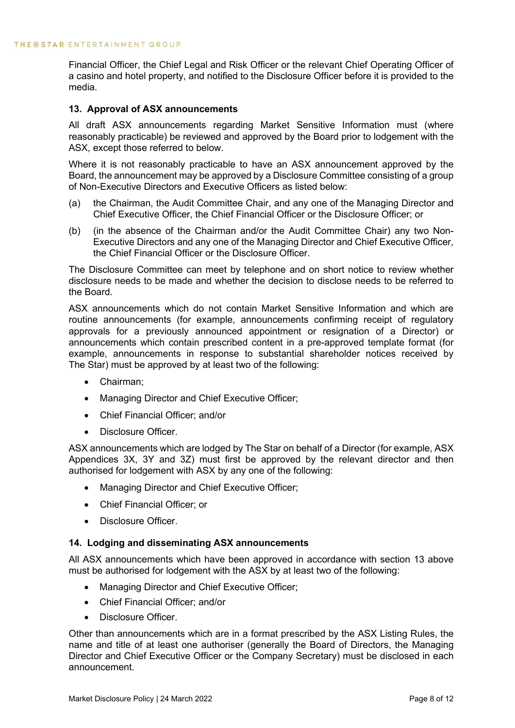Financial Officer, the Chief Legal and Risk Officer or the relevant Chief Operating Officer of a casino and hotel property, and notified to the Disclosure Officer before it is provided to the media.

### 13. Approval of ASX announcements

All draft ASX announcements regarding Market Sensitive Information must (where reasonably practicable) be reviewed and approved by the Board prior to lodgement with the ASX, except those referred to below.

Where it is not reasonably practicable to have an ASX announcement approved by the Board, the announcement may be approved by a Disclosure Committee consisting of a group of Non-Executive Directors and Executive Officers as listed below:

(a) the Chairman, the Audit Committee Chair, and any one of the Managing Director and Chief Executive Officer, the Chief Financial Officer or the Disclosure Officer; or

(b) (in the absence of the Chairman and/or the Audit Committee Chair) any two Non-Executive Directors and any one of the Managing Director and Chief Executive Officer, the Chief Financial Officer or the Disclosure Officer.

The Disclosure Committee can meet by telephone and on short notice to review whether disclosure needs to be made and whether the decision to disclose needs to be referred to the Board.

ASX announcements which do not contain Market Sensitive Information and which are routine announcements (for example, announcements confirming receipt of regulatory approvals for a previously announced appointment or resignation of a Director) or announcements which contain prescribed content in a pre-approved template format (for example, announcements in response to substantial shareholder notices received by The Star) must be approved by at least two of the following:

- Chairman;
- Managing Director and Chief Executive Officer;
- Chief Financial Officer; and/or
- Disclosure Officer.

ASX announcements which are lodged by The Star on behalf of a Director (for example, ASX Appendices 3X, 3Y and 3Z) must first be approved by the relevant director and then authorised for lodgement with ASX by any one of the following:

- Managing Director and Chief Executive Officer;
- Chief Financial Officer; or
- Disclosure Officer.

### 14. Lodging and disseminating ASX announcements

All ASX announcements which have been approved in accordance with section 13 above must be authorised for lodgement with the ASX by at least two of the following:

- Managing Director and Chief Executive Officer;
- Chief Financial Officer; and/or
- Disclosure Officer.

Other than announcements which are in a format prescribed by the ASX Listing Rules, the name and title of at least one authoriser (generally the Board of Directors, the Managing Director and Chief Executive Officer or the Company Secretary) must be disclosed in each announcement.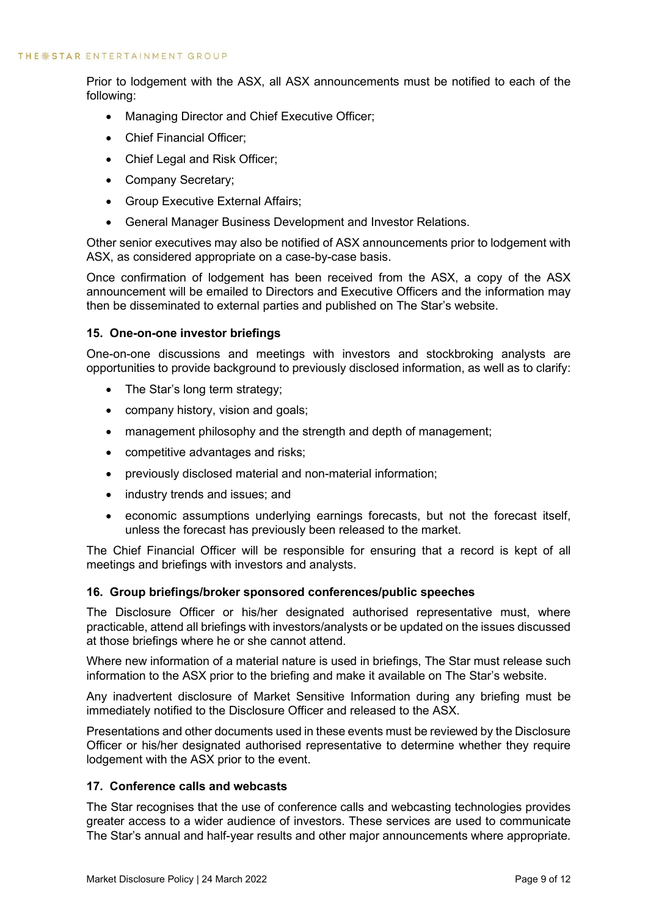Prior to lodgement with the ASX, all ASX announcements must be notified to each of the following:

- Managing Director and Chief Executive Officer;
- Chief Financial Officer;
- Chief Legal and Risk Officer;
- Company Secretary;
- Group Executive External Affairs;
- General Manager Business Development and Investor Relations.

Other senior executives may also be notified of ASX announcements prior to lodgement with ASX, as considered appropriate on a case-by-case basis.

Once confirmation of lodgement has been received from the ASX, a copy of the ASX announcement will be emailed to Directors and Executive Officers and the information may then be disseminated to external parties and published on The Star's website.

### 15. One-on-one investor briefings

One-on-one discussions and meetings with investors and stockbroking analysts are opportunities to provide background to previously disclosed information, as well as to clarify:

- The Star's long term strategy;
- company history, vision and goals;
- management philosophy and the strength and depth of management;
- competitive advantages and risks;
- previously disclosed material and non-material information;
- industry trends and issues; and
- economic assumptions underlying earnings forecasts, but not the forecast itself, unless the forecast has previously been released to the market.

The Chief Financial Officer will be responsible for ensuring that a record is kept of all meetings and briefings with investors and analysts.

### 16. Group briefings/broker sponsored conferences/public speeches

The Disclosure Officer or his/her designated authorised representative must, where practicable, attend all briefings with investors/analysts or be updated on the issues discussed at those briefings where he or she cannot attend.

Where new information of a material nature is used in briefings, The Star must release such information to the ASX prior to the briefing and make it available on The Star's website.

Any inadvertent disclosure of Market Sensitive Information during any briefing must be immediately notified to the Disclosure Officer and released to the ASX.

Presentations and other documents used in these events must be reviewed by the Disclosure Officer or his/her designated authorised representative to determine whether they require lodgement with the ASX prior to the event.

### 17. Conference calls and webcasts

The Star recognises that the use of conference calls and webcasting technologies provides greater access to a wider audience of investors. These services are used to communicate The Star's annual and half-year results and other major announcements where appropriate.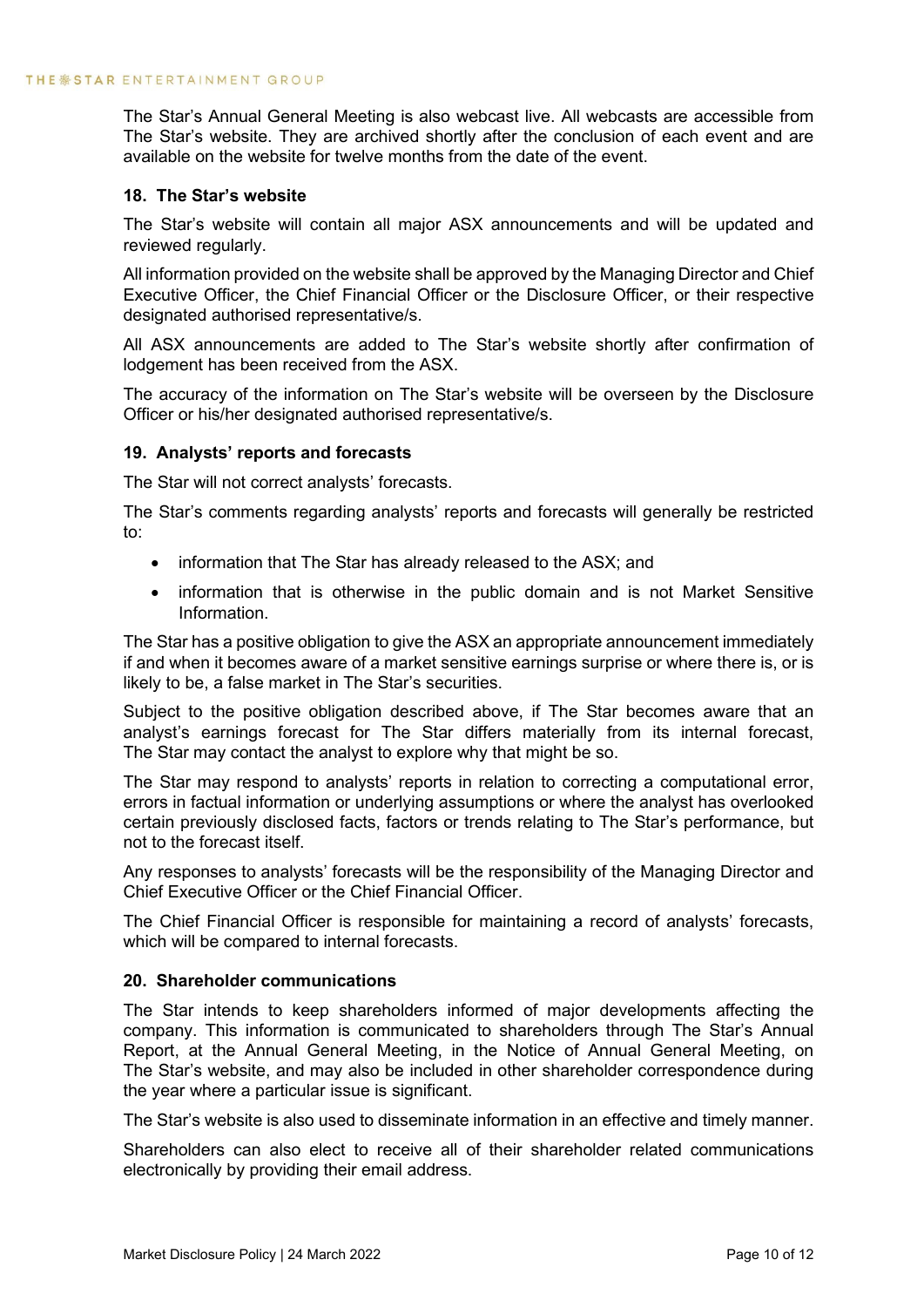The Star's Annual General Meeting is also webcast live. All webcasts are accessible from The Star's website. They are archived shortly after the conclusion of each event and are available on the website for twelve months from the date of the event.

### 18. The Star's website

The Star's website will contain all major ASX announcements and will be updated and reviewed regularly.

All information provided on the website shall be approved by the Managing Director and Chief Executive Officer, the Chief Financial Officer or the Disclosure Officer, or their respective designated authorised representative/s.

All ASX announcements are added to The Star's website shortly after confirmation of lodgement has been received from the ASX.

The accuracy of the information on The Star's website will be overseen by the Disclosure Officer or his/her designated authorised representative/s.

### 19. Analysts' reports and forecasts

The Star will not correct analysts' forecasts.

The Star's comments regarding analysts' reports and forecasts will generally be restricted to:

- information that The Star has already released to the ASX; and
- information that is otherwise in the public domain and is not Market Sensitive Information.

The Star has a positive obligation to give the ASX an appropriate announcement immediately if and when it becomes aware of a market sensitive earnings surprise or where there is, or is likely to be, a false market in The Star's securities.

Subject to the positive obligation described above, if The Star becomes aware that an analyst's earnings forecast for The Star differs materially from its internal forecast, The Star may contact the analyst to explore why that might be so.

The Star may respond to analysts' reports in relation to correcting a computational error, errors in factual information or underlying assumptions or where the analyst has overlooked certain previously disclosed facts, factors or trends relating to The Star's performance, but not to the forecast itself.

Any responses to analysts' forecasts will be the responsibility of the Managing Director and Chief Executive Officer or the Chief Financial Officer.

The Chief Financial Officer is responsible for maintaining a record of analysts' forecasts, which will be compared to internal forecasts.

### 20. Shareholder communications

The Star intends to keep shareholders informed of major developments affecting the company. This information is communicated to shareholders through The Star's Annual Report, at the Annual General Meeting, in the Notice of Annual General Meeting, on The Star's website, and may also be included in other shareholder correspondence during the year where a particular issue is significant.

The Star's website is also used to disseminate information in an effective and timely manner.

Shareholders can also elect to receive all of their shareholder related communications electronically by providing their email address.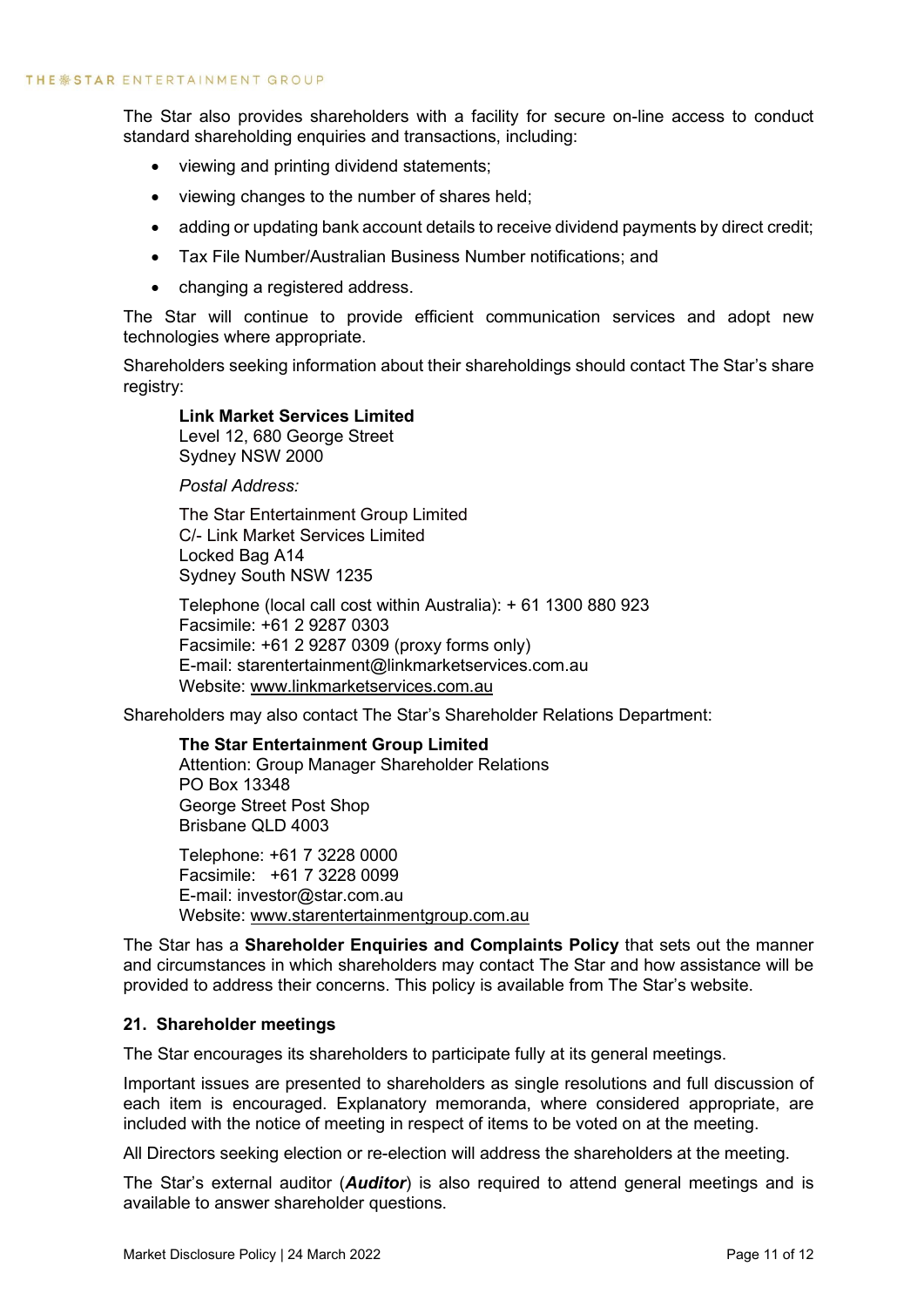The Star also provides shareholders with a facility for secure on-line access to conduct standard shareholding enquiries and transactions, including:

- viewing and printing dividend statements;
- viewing changes to the number of shares held;
- adding or updating bank account details to receive dividend payments by direct credit;
- Tax File Number/Australian Business Number notifications; and
- changing a registered address.

The Star will continue to provide efficient communication services and adopt new technologies where appropriate.

Shareholders seeking information about their shareholdings should contact The Star's share registry:

**Link Market Services Limited**
Level 12, 680 George Street
Sydney NSW 2000

*Postal Address:*

The Star Entertainment Group Limited
C/- Link Market Services Limited
Locked Bag A14
Sydney South NSW 1235

Telephone (local call cost within Australia): + 61 1300 880 923
Facsimile: +61 2 9287 0303
Facsimile: +61 2 9287 0309 (proxy forms only)
E-mail: starentertainment@linkmarketservices.com.au
Website: www.linkmarketservices.com.au

Shareholders may also contact The Star's Shareholder Relations Department:

**The Star Entertainment Group Limited**
Attention: Group Manager Shareholder Relations
PO Box 13348
George Street Post Shop
Brisbane QLD 4003

Telephone: +61 7 3228 0000
Facsimile: +61 7 3228 0099
E-mail: investor@star.com.au
Website: www.starentertainmentgroup.com.au

The Star has a **Shareholder Enquiries and Complaints Policy** that sets out the manner and circumstances in which shareholders may contact The Star and how assistance will be provided to address their concerns. This policy is available from The Star's website.

## 21. Shareholder meetings

The Star encourages its shareholders to participate fully at its general meetings.

Important issues are presented to shareholders as single resolutions and full discussion of each item is encouraged. Explanatory memoranda, where considered appropriate, are included with the notice of meeting in respect of items to be voted on at the meeting.

All Directors seeking election or re-election will address the shareholders at the meeting.

The Star's external auditor (***Auditor***) is also required to attend general meetings and is available to answer shareholder questions.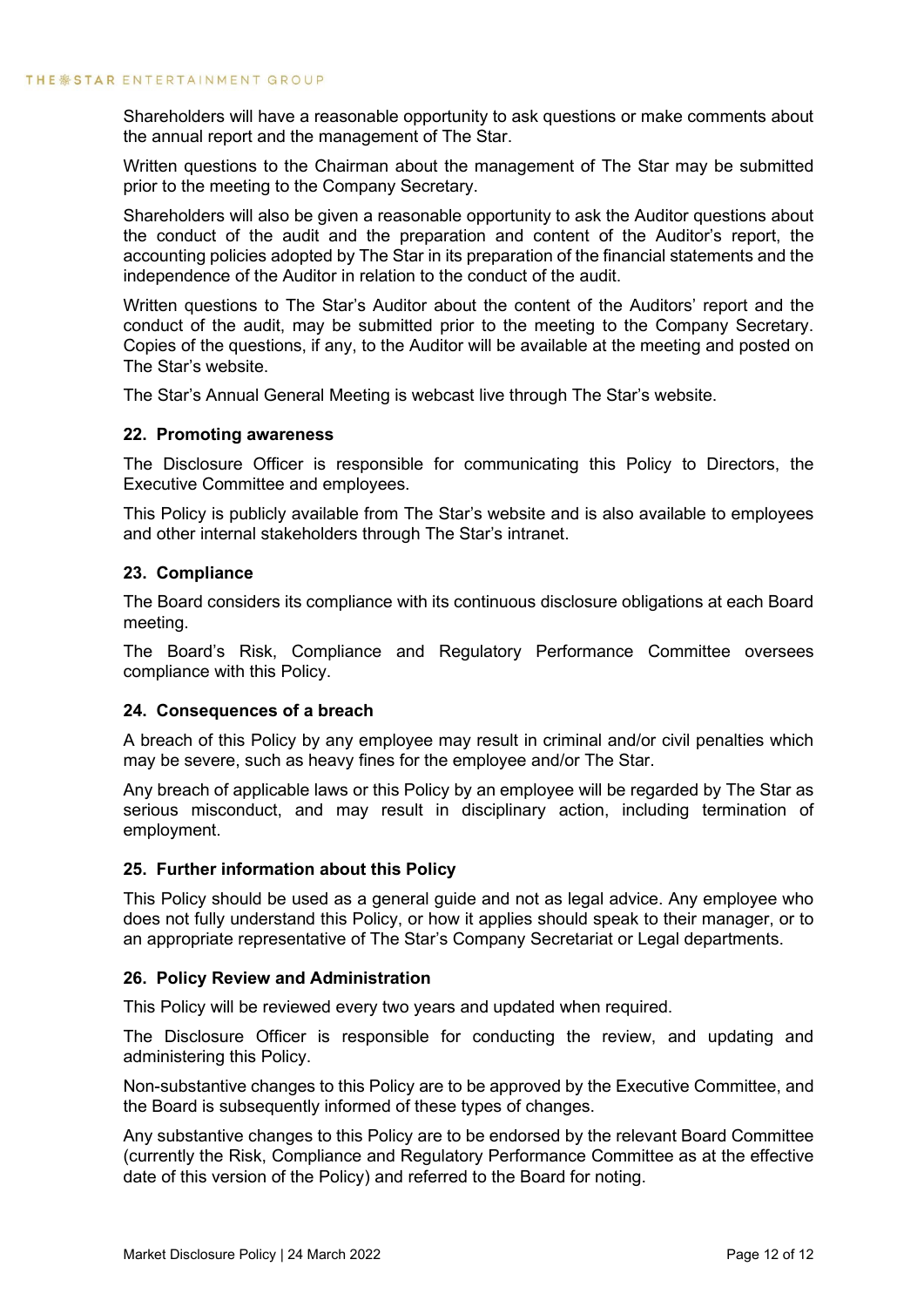Shareholders will have a reasonable opportunity to ask questions or make comments about the annual report and the management of The Star.

Written questions to the Chairman about the management of The Star may be submitted prior to the meeting to the Company Secretary.

Shareholders will also be given a reasonable opportunity to ask the Auditor questions about the conduct of the audit and the preparation and content of the Auditor's report, the accounting policies adopted by The Star in its preparation of the financial statements and the independence of the Auditor in relation to the conduct of the audit.

Written questions to The Star's Auditor about the content of the Auditors' report and the conduct of the audit, may be submitted prior to the meeting to the Company Secretary. Copies of the questions, if any, to the Auditor will be available at the meeting and posted on The Star's website.

The Star's Annual General Meeting is webcast live through The Star's website.

### 22. Promoting awareness

The Disclosure Officer is responsible for communicating this Policy to Directors, the Executive Committee and employees.

This Policy is publicly available from The Star's website and is also available to employees and other internal stakeholders through The Star's intranet.

### 23. Compliance

The Board considers its compliance with its continuous disclosure obligations at each Board meeting.

The Board's Risk, Compliance and Regulatory Performance Committee oversees compliance with this Policy.

### 24. Consequences of a breach

A breach of this Policy by any employee may result in criminal and/or civil penalties which may be severe, such as heavy fines for the employee and/or The Star.

Any breach of applicable laws or this Policy by an employee will be regarded by The Star as serious misconduct, and may result in disciplinary action, including termination of employment.

### 25. Further information about this Policy

This Policy should be used as a general guide and not as legal advice. Any employee who does not fully understand this Policy, or how it applies should speak to their manager, or to an appropriate representative of The Star's Company Secretariat or Legal departments.

### 26. Policy Review and Administration

This Policy will be reviewed every two years and updated when required.

The Disclosure Officer is responsible for conducting the review, and updating and administering this Policy.

Non-substantive changes to this Policy are to be approved by the Executive Committee, and the Board is subsequently informed of these types of changes.

Any substantive changes to this Policy are to be endorsed by the relevant Board Committee (currently the Risk, Compliance and Regulatory Performance Committee as at the effective date of this version of the Policy) and referred to the Board for noting.